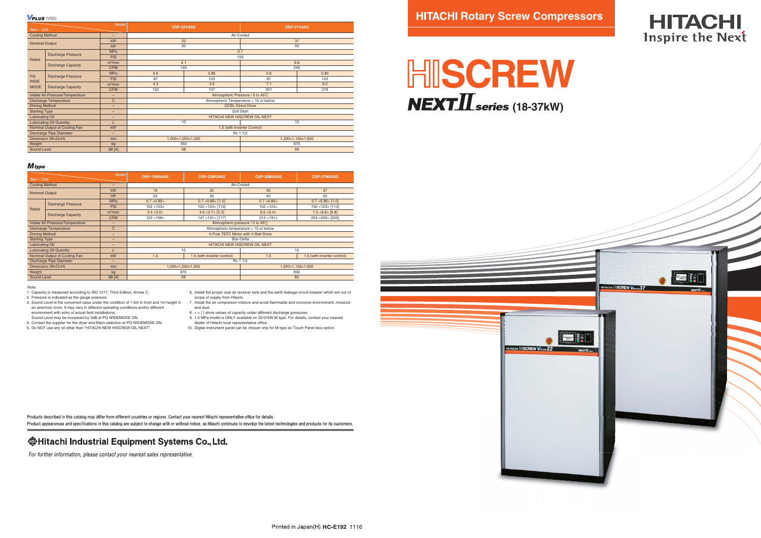# HITACHI Rotary Screw Compressors

HITACHI
Inspire the Next

# HISCREW
## NEXT II series (18-37kW)

### VPLUS (VSD)

| Item - Unit | | Model | OSP-22VAN2 | | OSP-37VAN2 | |
|---|---|---|---|---|---|---|
| Cooling Method | | – | Air-Cooled | | | |
| Nominal Output | | kW | 22 | | 37 | |
| | | HP | 30 | | 50 | |
| Rated | Discharge Pressure | MPa | 0.7 | | | |
| | | PSI | 102 | | | |
| | Discharge Capacity | m³/min | 4.1 | | 6.8 | |
| | | CFM | 145 | | 240 | |
| PQ WIDE MODE | Discharge Pressure | MPa | 0.6 | 0.85 | 0.6 | 0.85 |
| | | PSI | 87 | 123 | 87 | 123 |
| | Discharge Capacity | m³/min | 4.3 | 3.6 | 7.1 | 6.2 |
| | | CFM | 152 | 127 | 251 | 219 |
| Intake Air Pressure/Temperature | | – | Atmospheric Pressure / 0 to 45℃ | | | |
| Discharge Temperature | | ℃ | Atmospheric Temperature + 15 or below | | | |
| Driving Method | | – | DCBL Direct Drive | | | |
| Starting Type | | – | Soft Start | | | |
| Lubricating Oil | | – | HITACHI NEW HISCREW OIL NEXT | | | |
| Lubricating Oil Quantity | | L | 10 | | 15 | |
| Nominal Output of Cooling Fan | | kW | 1.5 (with Inverter Control) | | | |
| Discharge Pipe Diameter | | – | Rc 1 1/2 | | | |
| Dimension (W×D×H) | | mm | 1,000×1,050×1,550 | | 1,200×1,150×1,650 | |
| Weight | | kg | 450 | | 670 | |
| Sound Level | | dB [A] | 58 | | 60 | |

### M type

| Item - Unit | | Model | OSP-18M5AN2 | OSP-22M5AN2 | OSP-30M5AN2 | OSP-37M5AN2 |
|---|---|---|---|---|---|---|
| Cooling Method | | – | Air-Cooled | | | |
| Nominal Output | | kW | 18 | 22 | 30 | 37 |
| | | HP | 24 | 30 | 40 | 50 |
| Rated | Discharge Pressure | MPa | 0.7 <0.85> | 0.7 <0.85> [1.0] | 0.7 <0.85> | 0.7 <0.85> [1.0] |
| | | PSI | 102 <123> | 102 <123> [113] | 102 <123> | 102 <123> [113] |
| | Discharge Capacity | m³/min | 3.4 <3.0> | 4.0 <3.7> [3.3] | 6.0 <5.4> | 7.2 <6.6> [5.8] |
| | | CFM | 120 <106> | 141 <131> [117] | 212 <191> | 254 <233> [205] |
| Intake Air Pressure/Temperature | | – | Atmospheric pressure / 0 to 45℃ | | | |
| Discharge Temperature | | ℃ | Atmospheric temperature + 15 or below | | | |
| Driving Method | | – | 4-Pole TEFC Motor with V-Belt Drive | | | |
| Starting Type | | – | Star-Delta | | | |
| Lubricating Oil | | – | HITACHI NEW HISCREW OIL NEXT | | | |
| Lubricating Oil Quantity | | L | 10 | | 15 | |
| Nominal Output of Cooling Fan | | kW | 1.5 | 1.5 (with inverter control) | 1.5 | 1.5 (with inverter control) |
| Discharge Pipe Diameter | | – | Rc 1 1/2 | | | |
| Dimension (W×D×H) | | mm | 1,000×1,050×1,550 | | 1,200×1,150×1,650 | |
| Weight | | kg | 670 | | 930 | |
| Sound Level | | dB [A] | 59 | | 65 | |

Note:

1. Capacity is measured according to ISO 1217, Third Edition, Annex C.
2. Pressure is indicated as the gauge pressure.
3. Sound Level is the converted value under the condition of 1.5m in front and 1m height in an anechoic room. It may vary in different operating conditions and/or different environment with echo of actual field installations. Sound Level may be increased by 3dB at PQ WIDEMODE ON.
4. Contact the supplier for the dryer and filters selection at PQ WIDEMODE ON.
5. Do NOT use any oil other than "HITACHI NEW HISCREW OIL NEXT".
6. Install the proper size air receiver tank and the earth leakage circuit breaker which are out of scope of supply from Hitachi.
7. Install the air compressor indoors and avoid flammable and corrosive environment, moisture and dust.
8. < > [ ] show values of capacity under different discharge pressures.
9. 1.0 MPa model is ONLY available on 22/37kW M type. For details, contact your nearest dealer of Hitachi local representative office.
10. Digital instrument panel can be chosen only for M type as Touch Panel less option.

Products described in this catalog may differ from different countries or regions. Contact your nearest Hitachi representative office for details.

Product appearances and specifications in this catalog are subject to change with or without notice, as Hitachi continues to develop the latest technologies and products for its customers.

## Hitachi Industrial Equipment Systems Co., Ltd.

*For further information, please contact your nearest sales representative.*

Printed in Japan(H) HC-E192 1116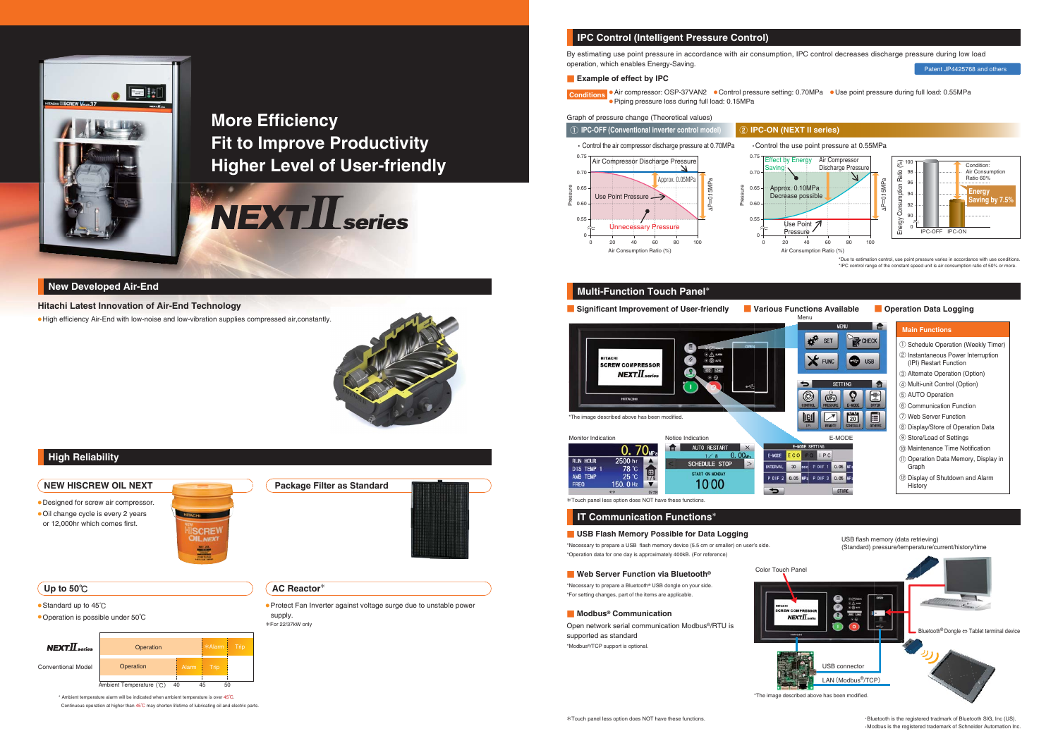# More Efficiency
# Fit to Improve Productivity
# Higher Level of User-friendly

# NEXT II series

## New Developed Air-End

### Hitachi Latest Innovation of Air-End Technology

- High efficiency Air-End with low-noise and low-vibration supplies compressed air,constantly.

## High Reliability

### NEW HISCREW OIL NEXT

- Designed for screw air compressor.
- Oil change cycle is every 2 years or 12,000hr which comes first.

### Package Filter as Standard

### Up to 50℃

- Standard up to 45℃
- Operation is possible under 50℃

NEXT II series: Operation | *Alarm | Trip

Conventional Model: Operation | Alarm | Trip

Ambient Temperature (℃) 40 45 50

* Ambient temperature alarm will be indicated when ambient temperature is over 45℃.
Continuous operation at higher than 45℃ may shorten lifetime of lubricating oil and electric parts.

### AC Reactor*

- Protect Fan Inverter against voltage surge due to unstable power supply.

*For 22/37kW only

## IPC Control (Intelligent Pressure Control)

By estimating use point pressure in accordance with air consumption, IPC control decreases discharge pressure during low load operation, which enables Energy-Saving.

Patent JP4425768 and others

### Example of effect by IPC

**Conditions**
- Air compressor: OSP-37VAN2
- Control pressure setting: 0.70MPa
- Use point pressure during full load: 0.55MPa
- Piping pressure loss during full load: 0.15MPa

Graph of pressure change (Theoretical values)

① IPC-OFF (Conventional inverter control model)

- Control the air compressor discharge pressure at 0.70MPa

Air Compressor Discharge Pressure
Approx. 0.05MPa
Use Point Pressure
Unnecessary Pressure
ΔP=0.15MPa
Pressure 0.75 0.70 0.65 0.60 0.55 0
Air Consumption Ratio (%) 0 20 40 60 80 100

② IPC-ON (NEXT II series)

- Control the use point pressure at 0.55MPa

Effect by Energy Saving
Air Compressor Discharge Pressure
Approx. 0.10MPa Decrease possible
Use Point Pressure
ΔP=0.15MPa
Pressure 0.75 0.70 0.65 0.60 0.55 0
Air Consumption Ratio (%) 0 20 40 60 80 100

Energy Consumption Ratio (%) 100 98 96 94 92 90 0
Condition: Air Consumption Ratio 60%
Energy Saving by 7.5%
IPC-OFF IPC-ON

*Due to estimation control, use point pressure varies in accordance with use conditions.
*IPC control range of the constant speed unit is air consumption ratio of 50% or more.

## Multi-Function Touch Panel*

### Significant Improvement of User-friendly

### Various Functions Available

### Operation Data Logging

Menu: SET, CHECK, FUNC, USB
SETTING: CONTROL, PRESSURE, E-MODE, DRYER, IPI, REMOTE, SCHEDULE, OTHERS

*The image described above has been modified.

Monitor Indication: 0.70MPa; RUN HOUR 2500 hr; DIS TEMP 78 ℃; AMB TEMP 25 ℃; FREQ 150.0 Hz

Notice Indication: AUTO RESTART; 1/8 0.00MPa; SCHEDULE STOP; START ON MONDAY 10:00

E-MODE: E-MODE SETTING; E-MODE ECO PQ IPC; INTERVAL 30 sec; P DIF 1 0.05 MPa; P DIF 2 0.05 MPa; P DIF 3 0.05 MPa; STORE

**Main Functions**

1. Schedule Operation (Weekly Timer)
2. Instantaneous Power Interruption (IPI) Restart Function
3. Alternate Operation (Option)
4. Multi-unit Control (Option)
5. AUTO Operation
6. Communication Function
7. Web Server Function
8. Display/Store of Operation Data
9. Store/Load of Settings
10. Maintenance Time Notification
11. Operation Data Memory, Display in Graph
12. Display of Shutdown and Alarm History

*Touch panel less option does NOT have these functions.

## IT Communication Functions*

### USB Flash Memory Possible for Data Logging

*Necessary to prepare a USB flash memory device (5.5 cm or smaller) on user's side.
*Operation data for one day is approximately 400kB. (For reference)

USB flash memory (data retrieving)
(Standard) pressure/temperature/current/history/time

### Web Server Function via Bluetooth®

*Necessary to prepare a Bluetooth® USB dongle on your side.
*For setting changes, part of the items are applicable.

### Modbus® Communication

Open network serial communication Modbus®/RTU is supported as standard

*Modbus®/TCP support is optional.

Color Touch Panel

Bluetooth® Dongle ⇔ Tablet terminal device

USB connector

LAN (Modbus®/TCP)

*The image described above has been modified.

*Touch panel less option does NOT have these functions.

- Bluetooth is the registered tradmark of Bluetooth SIG, Inc (US).
- Modbus is the registered trademark of Schneider Automation Inc.